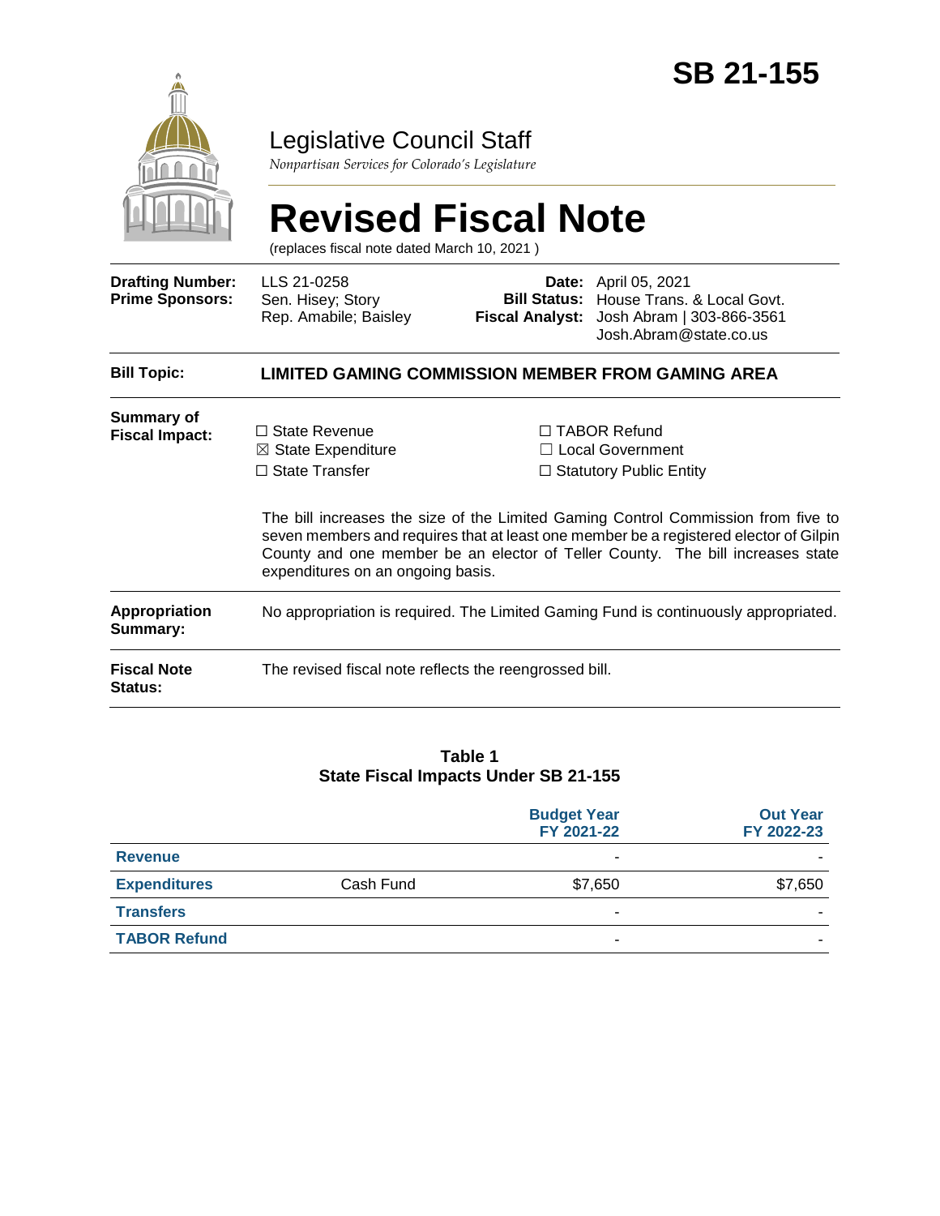# SB 21-155

## Legislative Council Staff

*Nonpartisan Services for Colorado's Legislature*

# Revised Fiscal Note

(replaces fiscal note dated March 10, 2021 )

| | | | |
|---|---|---|---|
| **Drafting Number:** | LLS 21-0258 | **Date:** | April 05, 2021 |
| **Prime Sponsors:** | Sen. Hisey; Story<br>Rep. Amabile; Baisley | **Bill Status:** | House Trans. & Local Govt. |
| | | **Fiscal Analyst:** | Josh Abram \| 303-866-3561<br>Josh.Abram@state.co.us |

**Bill Topic:** **LIMITED GAMING COMMISSION MEMBER FROM GAMING AREA**

**Summary of Fiscal Impact:**

- ☐ State Revenue
- ☒ State Expenditure
- ☐ State Transfer
- ☐ TABOR Refund
- ☐ Local Government
- ☐ Statutory Public Entity

The bill increases the size of the Limited Gaming Control Commission from five to seven members and requires that at least one member be a registered elector of Gilpin County and one member be an elector of Teller County. The bill increases state expenditures on an ongoing basis.

**Appropriation Summary:** No appropriation is required. The Limited Gaming Fund is continuously appropriated.

**Fiscal Note Status:** The revised fiscal note reflects the reengrossed bill.

**Table 1**
**State Fiscal Impacts Under SB 21-155**

| | | Budget Year FY 2021-22 | Out Year FY 2022-23 |
|---|---|---|---|
| **Revenue** | | - | - |
| **Expenditures** | Cash Fund | $7,650 | $7,650 |
| **Transfers** | | - | - |
| **TABOR Refund** | | - | - |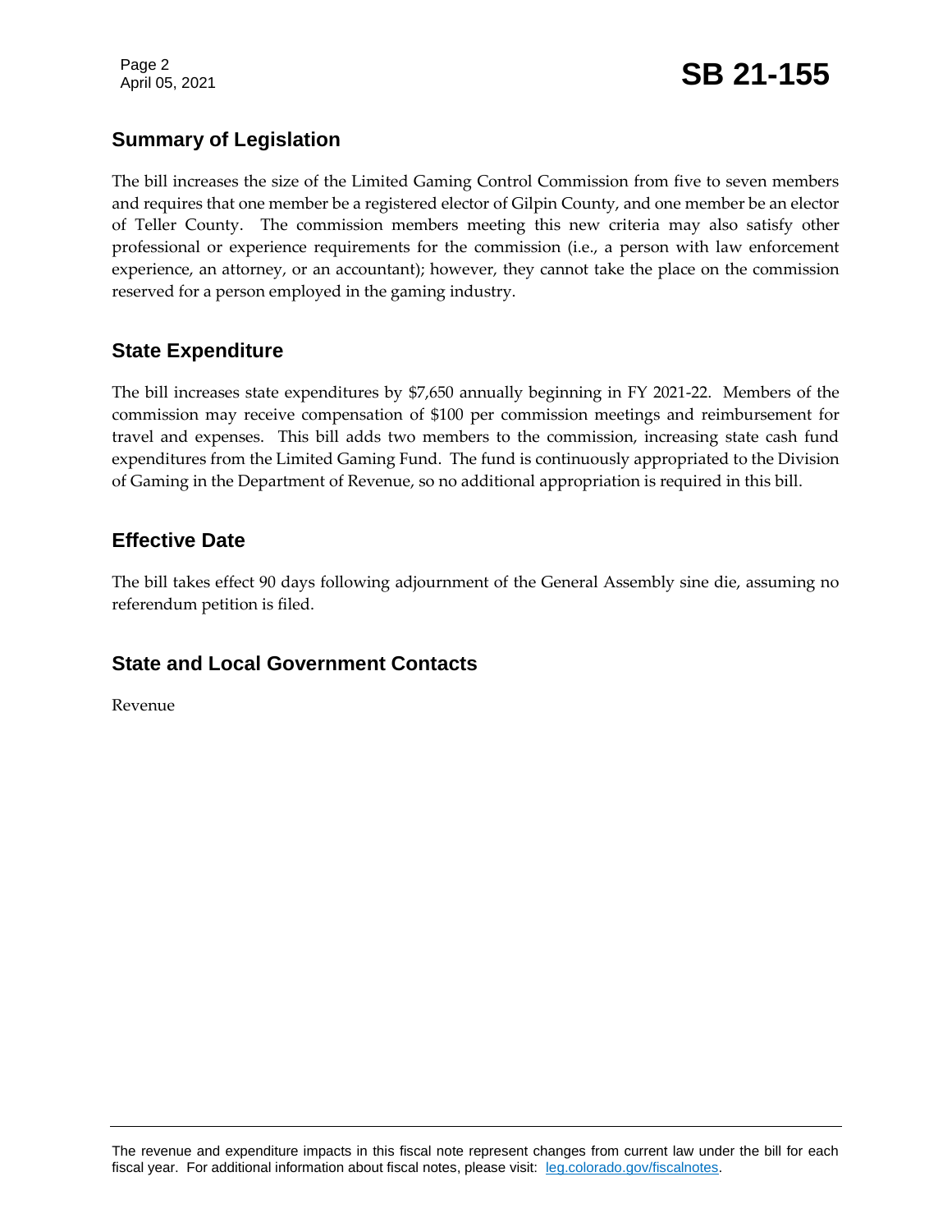## Summary of Legislation

The bill increases the size of the Limited Gaming Control Commission from five to seven members and requires that one member be a registered elector of Gilpin County, and one member be an elector of Teller County. The commission members meeting this new criteria may also satisfy other professional or experience requirements for the commission (i.e., a person with law enforcement experience, an attorney, or an accountant); however, they cannot take the place on the commission reserved for a person employed in the gaming industry.

## State Expenditure

The bill increases state expenditures by $7,650 annually beginning in FY 2021-22. Members of the commission may receive compensation of $100 per commission meetings and reimbursement for travel and expenses. This bill adds two members to the commission, increasing state cash fund expenditures from the Limited Gaming Fund. The fund is continuously appropriated to the Division of Gaming in the Department of Revenue, so no additional appropriation is required in this bill.

## Effective Date

The bill takes effect 90 days following adjournment of the General Assembly sine die, assuming no referendum petition is filed.

## State and Local Government Contacts

Revenue

The revenue and expenditure impacts in this fiscal note represent changes from current law under the bill for each fiscal year. For additional information about fiscal notes, please visit: [leg.colorado.gov/fiscalnotes](leg.colorado.gov/fiscalnotes).